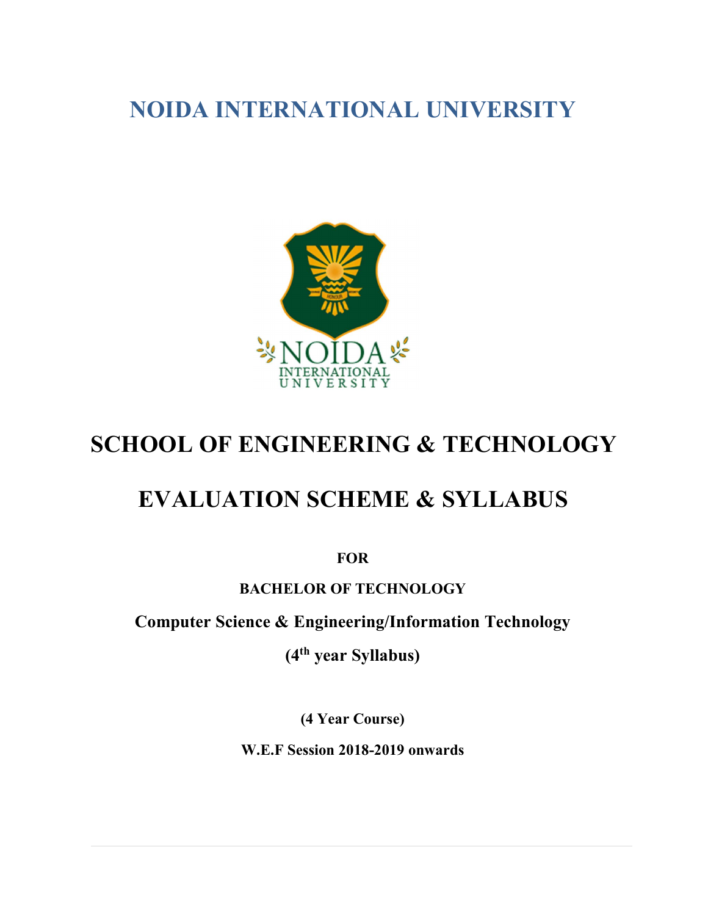# NOIDA INTERNATIONAL UNIVERSITY

# SCHOOL OF ENGINEERING & TECHNOLOGY

# EVALUATION SCHEME & SYLLABUS

**FOR**

**BACHELOR OF TECHNOLOGY**

**Computer Science & Engineering/Information Technology**

**(4th year Syllabus)**

**(4 Year Course)**

**W.E.F Session 2018-2019 onwards**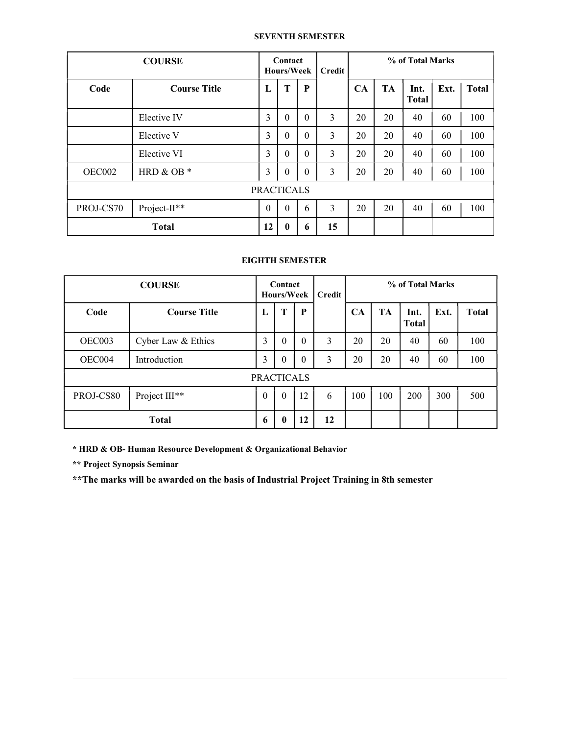## SEVENTH SEMESTER

| COURSE | | Contact Hours/Week | | | Credit | % of Total Marks | | | | |
|---|---|---|---|---|---|---|---|---|---|---|
| Code | Course Title | L | T | P | | CA | TA | Int. Total | Ext. | Total |
| | Elective IV | 3 | 0 | 0 | 3 | 20 | 20 | 40 | 60 | 100 |
| | Elective V | 3 | 0 | 0 | 3 | 20 | 20 | 40 | 60 | 100 |
| | Elective VI | 3 | 0 | 0 | 3 | 20 | 20 | 40 | 60 | 100 |
| OEC002 | HRD & OB * | 3 | 0 | 0 | 3 | 20 | 20 | 40 | 60 | 100 |
| PRACTICALS | | | | | | | | | | |
| PROJ-CS70 | Project-II** | 0 | 0 | 6 | 3 | 20 | 20 | 40 | 60 | 100 |
| **Total** | | **12** | **0** | **6** | **15** | | | | | |

## EIGHTH SEMESTER

| COURSE | | Contact Hours/Week | | | Credit | % of Total Marks | | | | |
|---|---|---|---|---|---|---|---|---|---|---|
| Code | Course Title | L | T | P | | CA | TA | Int. Total | Ext. | Total |
| OEC003 | Cyber Law & Ethics | 3 | 0 | 0 | 3 | 20 | 20 | 40 | 60 | 100 |
| OEC004 | Introduction | 3 | 0 | 0 | 3 | 20 | 20 | 40 | 60 | 100 |
| PRACTICALS | | | | | | | | | | |
| PROJ-CS80 | Project III** | 0 | 0 | 12 | 6 | 100 | 100 | 200 | 300 | 500 |
| **Total** | | **6** | **0** | **12** | **12** | | | | | |

**\* HRD & OB- Human Resource Development & Organizational Behavior**

**\*\* Project Synopsis Seminar**

**\*\*The marks will be awarded on the basis of Industrial Project Training in 8th semester**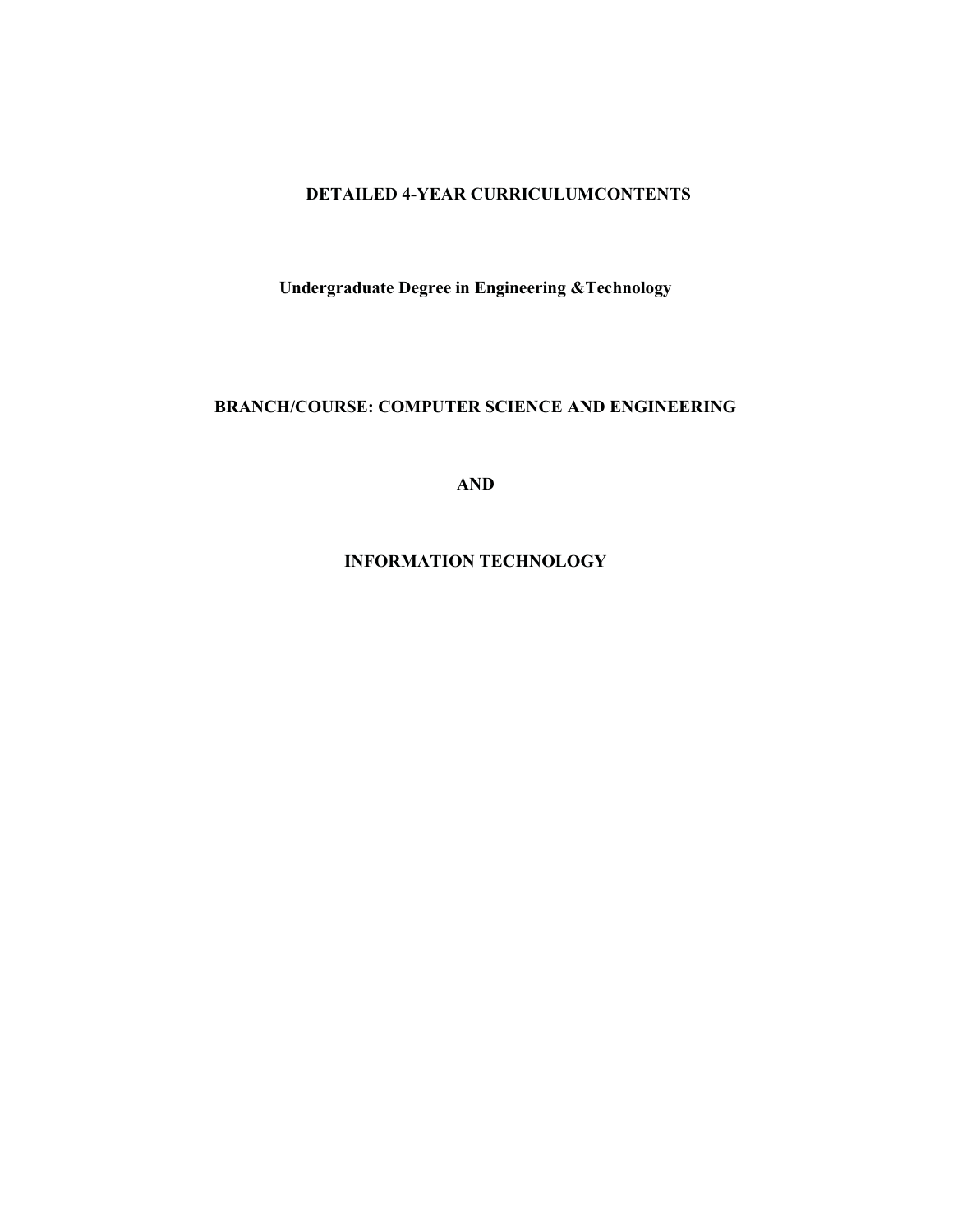# DETAILED 4-YEAR CURRICULUMCONTENTS

## Undergraduate Degree in Engineering &Technology

## BRANCH/COURSE: COMPUTER SCIENCE AND ENGINEERING

## AND

## INFORMATION TECHNOLOGY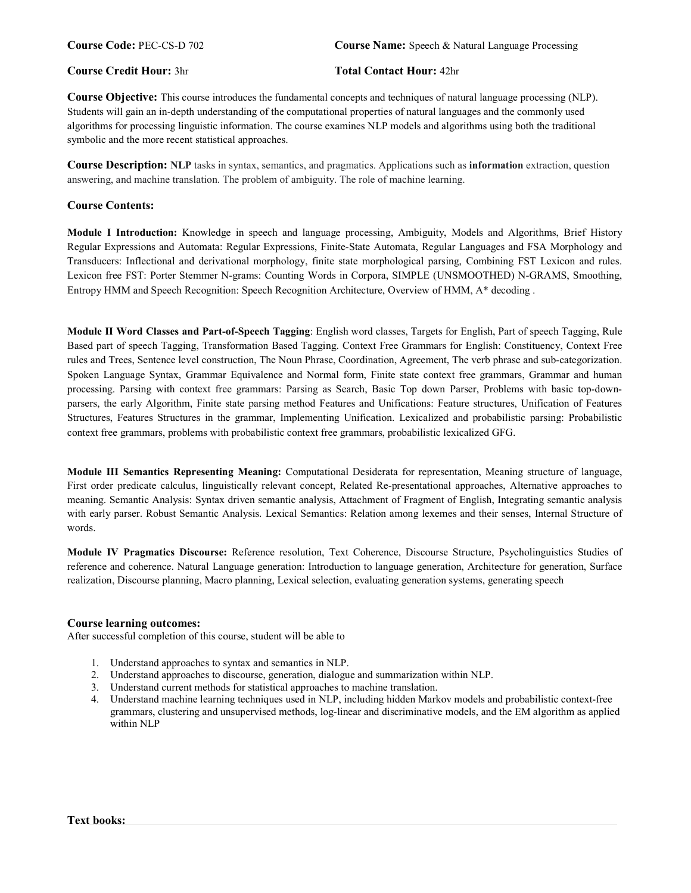**Course Code:** PEC-CS-D 702

**Course Name:** Speech & Natural Language Processing

**Course Credit Hour:** 3hr

**Total Contact Hour:** 42hr

**Course Objective:** This course introduces the fundamental concepts and techniques of natural language processing (NLP). Students will gain an in-depth understanding of the computational properties of natural languages and the commonly used algorithms for processing linguistic information. The course examines NLP models and algorithms using both the traditional symbolic and the more recent statistical approaches.

**Course Description:** **NLP** tasks in syntax, semantics, and pragmatics. Applications such as **information** extraction, question answering, and machine translation. The problem of ambiguity. The role of machine learning.

**Course Contents:**

**Module I Introduction:** Knowledge in speech and language processing, Ambiguity, Models and Algorithms, Brief History Regular Expressions and Automata: Regular Expressions, Finite-State Automata, Regular Languages and FSA Morphology and Transducers: Inflectional and derivational morphology, finite state morphological parsing, Combining FST Lexicon and rules. Lexicon free FST: Porter Stemmer N-grams: Counting Words in Corpora, SIMPLE (UNSMOOTHED) N-GRAMS, Smoothing, Entropy HMM and Speech Recognition: Speech Recognition Architecture, Overview of HMM, A* decoding .

**Module II Word Classes and Part-of-Speech Tagging**: English word classes, Targets for English, Part of speech Tagging, Rule Based part of speech Tagging, Transformation Based Tagging. Context Free Grammars for English: Constituency, Context Free rules and Trees, Sentence level construction, The Noun Phrase, Coordination, Agreement, The verb phrase and sub-categorization. Spoken Language Syntax, Grammar Equivalence and Normal form, Finite state context free grammars, Grammar and human processing. Parsing with context free grammars: Parsing as Search, Basic Top down Parser, Problems with basic top-down-parsers, the early Algorithm, Finite state parsing method Features and Unifications: Feature structures, Unification of Features Structures, Features Structures in the grammar, Implementing Unification. Lexicalized and probabilistic parsing: Probabilistic context free grammars, problems with probabilistic context free grammars, probabilistic lexicalized GFG.

**Module III Semantics Representing Meaning:** Computational Desiderata for representation, Meaning structure of language, First order predicate calculus, linguistically relevant concept, Related Re-presentational approaches, Alternative approaches to meaning. Semantic Analysis: Syntax driven semantic analysis, Attachment of Fragment of English, Integrating semantic analysis with early parser. Robust Semantic Analysis. Lexical Semantics: Relation among lexemes and their senses, Internal Structure of words.

**Module IV Pragmatics Discourse:** Reference resolution, Text Coherence, Discourse Structure, Psycholinguistics Studies of reference and coherence. Natural Language generation: Introduction to language generation, Architecture for generation, Surface realization, Discourse planning, Macro planning, Lexical selection, evaluating generation systems, generating speech

**Course learning outcomes:**

After successful completion of this course, student will be able to

1. Understand approaches to syntax and semantics in NLP.
2. Understand approaches to discourse, generation, dialogue and summarization within NLP.
3. Understand current methods for statistical approaches to machine translation.
4. Understand machine learning techniques used in NLP, including hidden Markov models and probabilistic context-free grammars, clustering and unsupervised methods, log-linear and discriminative models, and the EM algorithm as applied within NLP

**Text books:**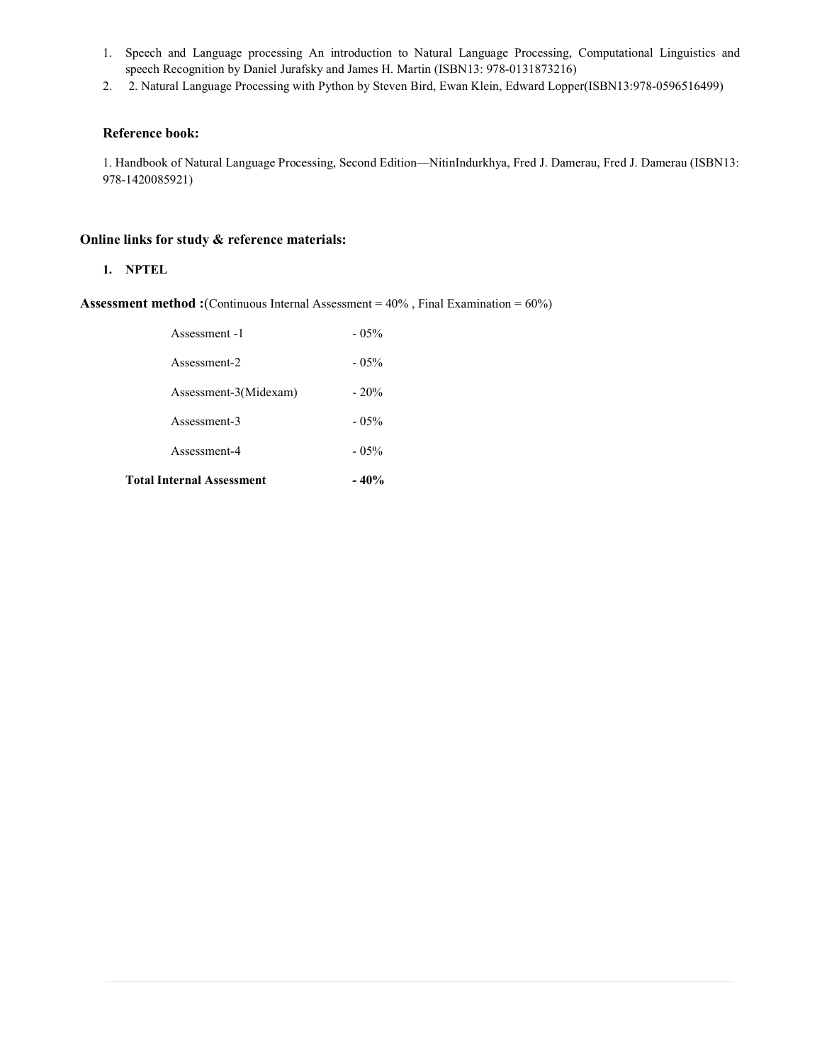1. Speech and Language processing An introduction to Natural Language Processing, Computational Linguistics and speech Recognition by Daniel Jurafsky and James H. Martin (ISBN13: 978-0131873216)
2. 2. Natural Language Processing with Python by Steven Bird, Ewan Klein, Edward Lopper(ISBN13:978-0596516499)

### Reference book:

1. Handbook of Natural Language Processing, Second Edition—NitinIndurkhya, Fred J. Damerau, Fred J. Damerau (ISBN13: 978-1420085921)

### Online links for study & reference materials:

1. **NPTEL**

**Assessment method :**(Continuous Internal Assessment = 40% , Final Examination = 60%)

| | |
|---|---|
| Assessment -1 | - 05% |
| Assessment-2 | - 05% |
| Assessment-3(Midexam) | - 20% |
| Assessment-3 | - 05% |
| Assessment-4 | - 05% |
| **Total Internal Assessment** | **- 40%** |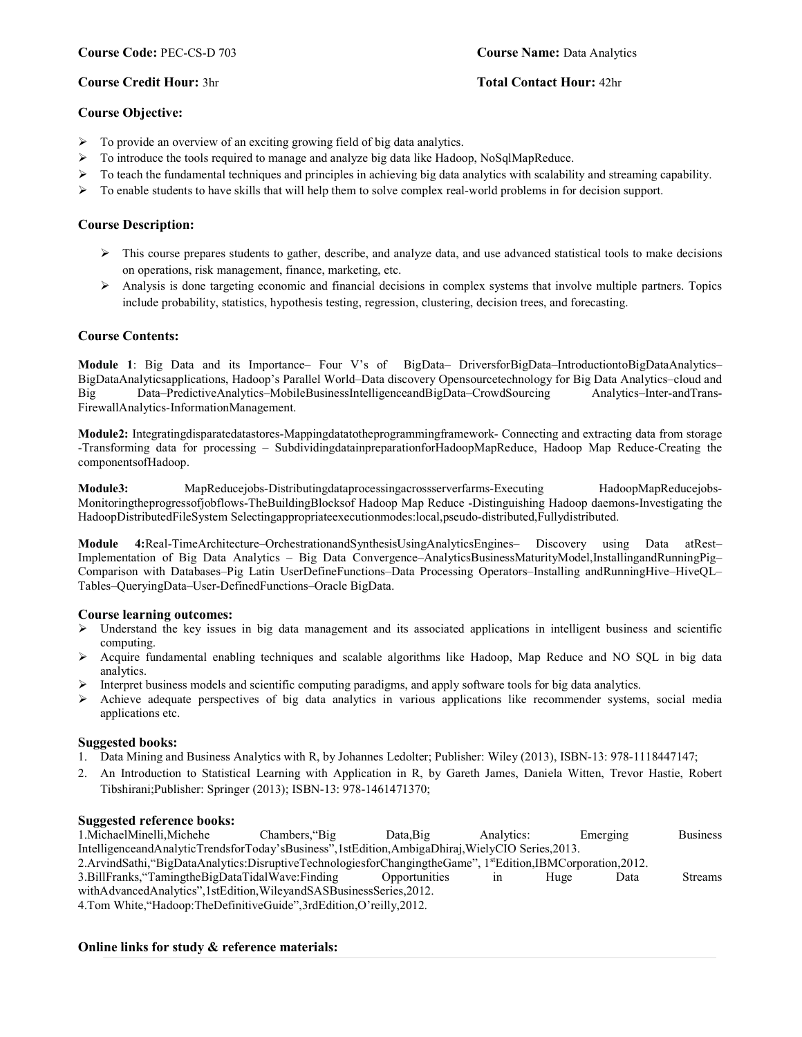**Course Code:** PEC-CS-D 703 **Course Name:** Data Analytics

**Course Credit Hour:** 3hr **Total Contact Hour:** 42hr

**Course Objective:**

- To provide an overview of an exciting growing field of big data analytics.
- To introduce the tools required to manage and analyze big data like Hadoop, NoSqlMapReduce.
- To teach the fundamental techniques and principles in achieving big data analytics with scalability and streaming capability.
- To enable students to have skills that will help them to solve complex real-world problems in for decision support.

**Course Description:**

- This course prepares students to gather, describe, and analyze data, and use advanced statistical tools to make decisions on operations, risk management, finance, marketing, etc.
- Analysis is done targeting economic and financial decisions in complex systems that involve multiple partners. Topics include probability, statistics, hypothesis testing, regression, clustering, decision trees, and forecasting.

**Course Contents:**

**Module 1**: Big Data and its Importance– Four V's of BigData– DriversforBigData–IntroductiontoBigDataAnalytics–BigDataAnalyticsapplications, Hadoop's Parallel World–Data discovery Opensourcetechnology for Big Data Analytics–cloud and Big Data–PredictiveAnalytics–MobileBusinessIntelligenceandBigData–CrowdSourcing Analytics–Inter-andTrans-FirewallAnalytics-InformationManagement.

**Module2:** Integratingdisparatedatastores-Mappingdatatotheprogrammingframework- Connecting and extracting data from storage -Transforming data for processing – SubdividingdatainpreparationforHadoopMapReduce, Hadoop Map Reduce-Creating the componentsofHadoop.

**Module3:** MapReducejobs-Distributingdataprocessingacrossserverfarms-Executing HadoopMapReducejobs-Monitoringtheprogressofjobflows-TheBuildingBlocksof Hadoop Map Reduce -Distinguishing Hadoop daemons-Investigating the HadoopDistributedFileSystem Selectingappropriateexecutionmodes:local,pseudo-distributed,Fullydistributed.

**Module 4:**Real-TimeArchitecture–OrchestrationandSynthesisUsingAnalyticsEngines– Discovery using Data atRest– Implementation of Big Data Analytics – Big Data Convergence–AnalyticsBusinessMaturityModel,InstallingandRunningPig–Comparison with Databases–Pig Latin UserDefineFunctions–Data Processing Operators–Installing andRunningHive–HiveQL–Tables–QueryingData–User-DefinedFunctions–Oracle BigData.

**Course learning outcomes:**

- Understand the key issues in big data management and its associated applications in intelligent business and scientific computing.
- Acquire fundamental enabling techniques and scalable algorithms like Hadoop, Map Reduce and NO SQL in big data analytics.
- Interpret business models and scientific computing paradigms, and apply software tools for big data analytics.
- Achieve adequate perspectives of big data analytics in various applications like recommender systems, social media applications etc.

**Suggested books:**

1. Data Mining and Business Analytics with R, by Johannes Ledolter; Publisher: Wiley (2013), ISBN-13: 978-1118447147;
2. An Introduction to Statistical Learning with Application in R, by Gareth James, Daniela Witten, Trevor Hastie, Robert Tibshirani;Publisher: Springer (2013); ISBN-13: 978-1461471370;

**Suggested reference books:**

1.MichaelMinelli,Michehe Chambers,"Big Data,Big Analytics: Emerging Business IntelligenceandAnalyticTrendsforToday'sBusiness",1stEdition,AmbigaDhiraj,WielyCIO Series,2013.

2.ArvindSathi,"BigDataAnalytics:DisruptiveTechnologiesforChangingtheGame", 1stEdition,IBMCorporation,2012.

3.BillFranks,"TamingtheBigDataTidalWave:Finding Opportunities in Huge Data Streams withAdvancedAnalytics",1stEdition,WileyandSASBusinessSeries,2012.

4.Tom White,"Hadoop:TheDefinitiveGuide",3rdEdition,O'reilly,2012.

**Online links for study & reference materials:**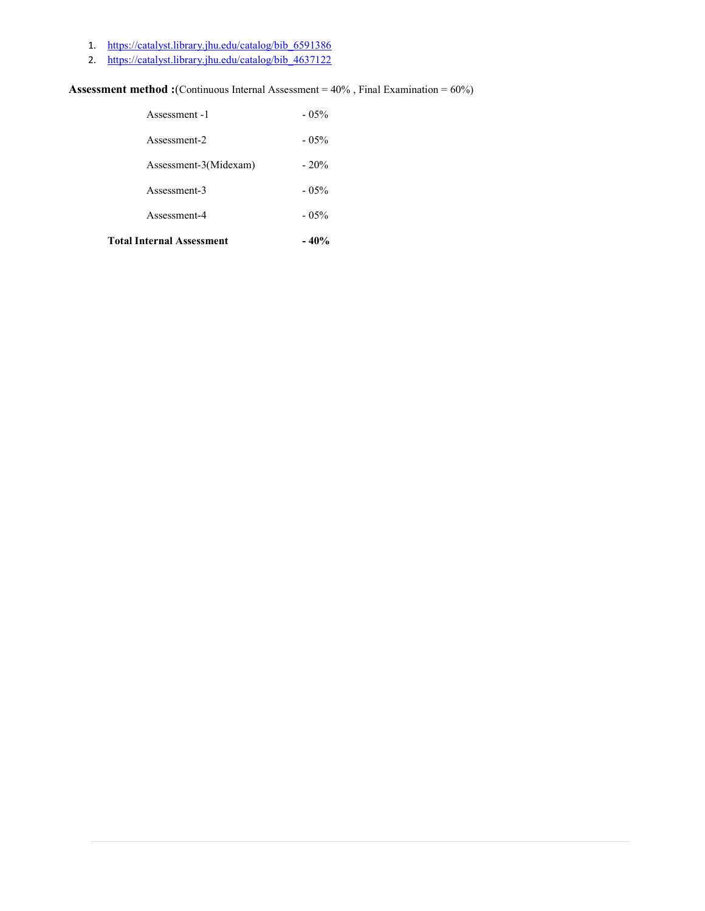1. https://catalyst.library.jhu.edu/catalog/bib_6591386
2. https://catalyst.library.jhu.edu/catalog/bib_4637122

**Assessment method :**(Continuous Internal Assessment = 40% , Final Examination = 60%)

| | |
|---|---|
| Assessment -1 | - 05% |
| Assessment-2 | - 05% |
| Assessment-3(Midexam) | - 20% |
| Assessment-3 | - 05% |
| Assessment-4 | - 05% |
| **Total Internal Assessment** | **- 40%** |